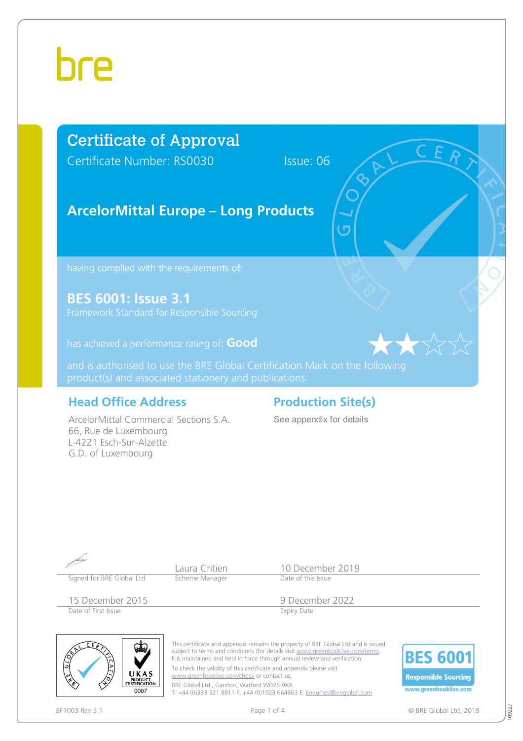bre

# Certificate of Approval

Certificate Number: RS0030

Issue: 06

## ArcelorMittal Europe – Long Products

having complied with the requirements of:

### BES 6001: Issue 3.1

Framework Standard for Responsible Sourcing

has achieved a performance rating of: **Good**

and is authorised to use the BRE Global Certification Mark on the following product(s) and associated stationery and publications.

## Head Office Address

ArcelorMittal Commercial Sections S.A.
66, Rue de Luxembourg
L-4221 Esch-Sur-Alzette
G.D. of Luxembourg

## Production Site(s)

See appendix for details

| Signed for BRE Global Ltd | Laura Critien, Scheme Manager | 10 December 2019, Date of this Issue |
|---|---|---|
| 15 December 2015, Date of First Issue | | 9 December 2022, Expiry Date |

UKAS PRODUCT CERTIFICATION 0007

This certificate and appendix remains the property of BRE Global Ltd and is issued subject to terms and conditions (for details visit www.greenbooklive.com/terms. It is maintained and held in force through annual review and verification.

To check the validity of this certificate and appendix please visit www.greenbooklive.com/check or contact us.

BRE Global Ltd., Garston, Watford WD25 9XX.
T: +44 (0)333 321 8811 F: +44 (0)1923 664603 E: Enquiries@breglobal.com

BES 6001 Responsible Sourcing
www.greenbooklive.com

BF1003 Rev 3.1

© BRE Global Ltd, 2019

109227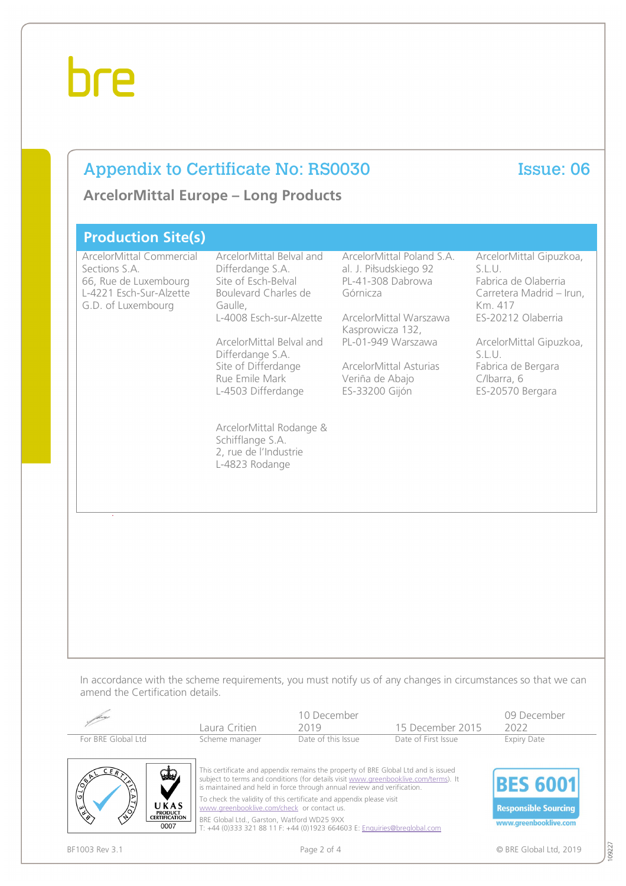## Appendix to Certificate No: RS0030 — Issue: 06

### ArcelorMittal Europe – Long Products

### Production Site(s)

ArcelorMittal Commercial Sections S.A.
66, Rue de Luxembourg
L-4221 Esch-Sur-Alzette
G.D. of Luxembourg

ArcelorMittal Belval and Differdange S.A.
Site of Esch-Belval
Boulevard Charles de Gaulle,
L-4008 Esch-sur-Alzette

ArcelorMittal Belval and Differdange S.A.
Site of Differdange
Rue Emile Mark
L-4503 Differdange

ArcelorMittal Rodange & Schifflange S.A.
2, rue de l'Industrie
L-4823 Rodange

ArcelorMittal Poland S.A.
al. J. Piłsudskiego 92
PL-41-308 Dabrowa Górnicza

ArcelorMittal Warszawa
Kasprowicza 132,
PL-01-949 Warszawa

ArcelorMittal Asturias
Veriña de Abajo
ES-33200 Gijón

ArcelorMittal Gipuzkoa, S.L.U.
Fabrica de Olaberria
Carretera Madrid – Irun, Km. 417
ES-20212 Olaberria

ArcelorMittal Gipuzkoa, S.L.U.
Fabrica de Bergara
C/Ibarra, 6
ES-20570 Bergara

In accordance with the scheme requirements, you must notify us of any changes in circumstances so that we can amend the Certification details.

| | Laura Critien | 10 December 2019 | 15 December 2015 | 09 December 2022 |
|---|---|---|---|---|
| For BRE Global Ltd | Scheme manager | Date of this Issue | Date of First Issue | Expiry Date |

UKAS PRODUCT CERTIFICATION 0007

This certificate and appendix remains the property of BRE Global Ltd and is issued subject to terms and conditions (for details visit www.greenbooklive.com/terms). It is maintained and held in force through annual review and verification.

To check the validity of this certificate and appendix please visit www.greenbooklive.com/check or contact us.

BRE Global Ltd., Garston, Watford WD25 9XX
T: +44 (0)333 321 88 11 F: +44 (0)1923 664603 E: Enquiries@breglobal.com

BES 6001 Responsible Sourcing
www.greenbooklive.com

BF1003 Rev 3.1

© BRE Global Ltd, 2019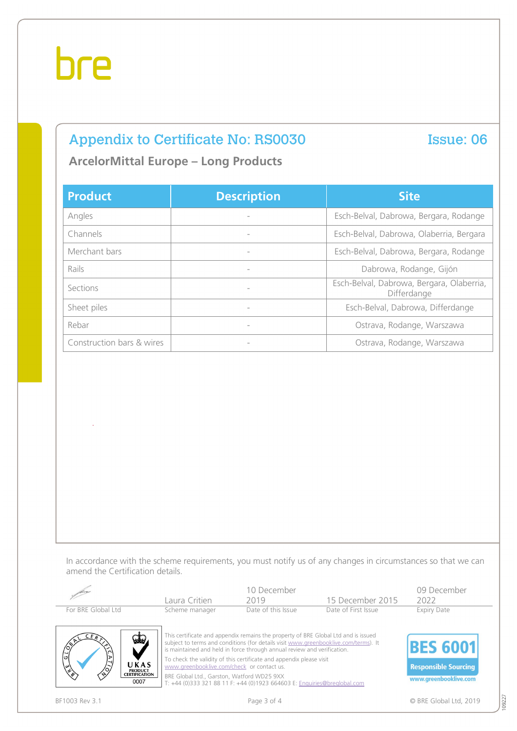# Appendix to Certificate No: RS0030

**Issue: 06**

## ArcelorMittal Europe – Long Products

| Product | Description | Site |
| --- | --- | --- |
| Angles | - | Esch-Belval, Dabrowa, Bergara, Rodange |
| Channels | - | Esch-Belval, Dabrowa, Olaberria, Bergara |
| Merchant bars | - | Esch-Belval, Dabrowa, Bergara, Rodange |
| Rails | - | Dabrowa, Rodange, Gijón |
| Sections | - | Esch-Belval, Dabrowa, Bergara, Olaberria, Differdange |
| Sheet piles | - | Esch-Belval, Dabrowa, Differdange |
| Rebar | - | Ostrava, Rodange, Warszawa |
| Construction bars & wires | - | Ostrava, Rodange, Warszawa |

In accordance with the scheme requirements, you must notify us of any changes in circumstances so that we can amend the Certification details.

| For BRE Global Ltd | Scheme manager | Date of this Issue | Date of First Issue | Expiry Date |
| --- | --- | --- | --- | --- |
| | Laura Critien | 10 December 2019 | 15 December 2015 | 09 December 2022 |

UKAS PRODUCT CERTIFICATION 0007

This certificate and appendix remains the property of BRE Global Ltd and is issued subject to terms and conditions (for details visit www.greenbooklive.com/terms). It is maintained and held in force through annual review and verification.

To check the validity of this certificate and appendix please visit www.greenbooklive.com/check or contact us.

BRE Global Ltd., Garston, Watford WD25 9XX
T: +44 (0)333 321 88 11 F: +44 (0)1923 664603 E: Enquiries@breglobal.com

BES 6001 Responsible Sourcing
www.greenbooklive.com

BF1003 Rev 3.1

© BRE Global Ltd, 2019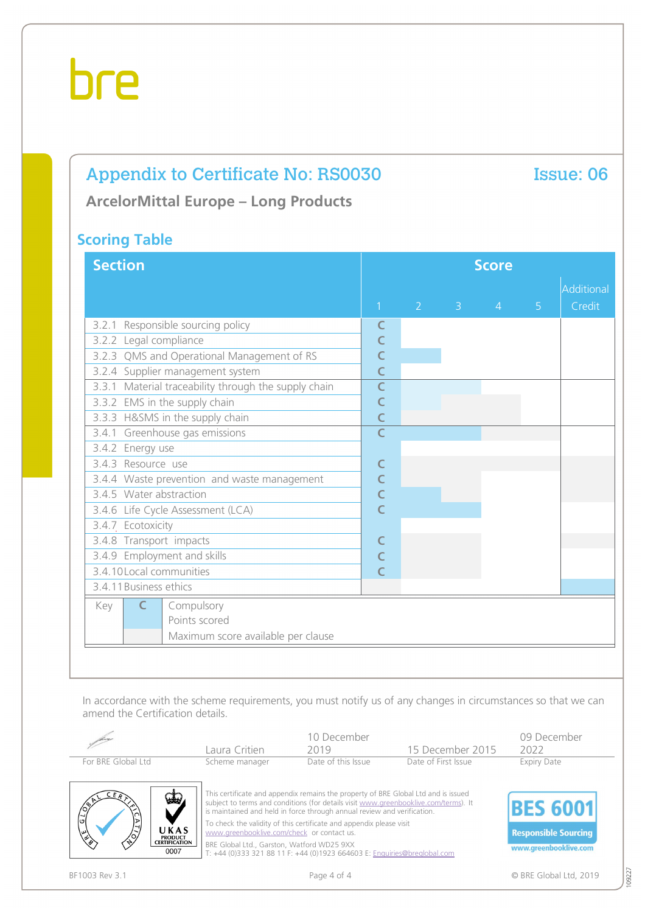# Appendix to Certificate No: RS0030

**Issue: 06**

## ArcelorMittal Europe – Long Products

### Scoring Table

| Section | Score 1 | Score 2 | Score 3 | Score 4 | Score 5 | Additional Credit |
|---|---|---|---|---|---|---|
| 3.2.1 Responsible sourcing policy | C | | | | | |
| 3.2.2 Legal compliance | C | | | | | |
| 3.2.3 QMS and Operational Management of RS | C | | | | | |
| 3.2.4 Supplier management system | C | | | | | |
| 3.3.1 Material traceability through the supply chain | C | | | | | |
| 3.3.2 EMS in the supply chain | C | | | | | |
| 3.3.3 H&SMS in the supply chain | C | | | | | |
| 3.4.1 Greenhouse gas emissions | C | | | | | |
| 3.4.2 Energy use | | | | | | |
| 3.4.3 Resource use | C | | | | | |
| 3.4.4 Waste prevention and waste management | C | | | | | |
| 3.4.5 Water abstraction | C | | | | | |
| 3.4.6 Life Cycle Assessment (LCA) | C | | | | | |
| 3.4.7 Ecotoxicity | | | | | | |
| 3.4.8 Transport impacts | C | | | | | |
| 3.4.9 Employment and skills | C | | | | | |
| 3.4.10 Local communities | C | | | | | |
| 3.4.11 Business ethics | | | | | | |

| Key | | |
|---|---|---|
| | C | Compulsory |
| | | Points scored |
| | | Maximum score available per clause |

In accordance with the scheme requirements, you must notify us of any changes in circumstances so that we can amend the Certification details.

| For BRE Global Ltd | Laura Critien<br>Scheme manager | 10 December 2019<br>Date of this Issue | 15 December 2015<br>Date of First Issue | 09 December 2022<br>Expiry Date |
|---|---|---|---|---|

UKAS PRODUCT CERTIFICATION 0007

This certificate and appendix remains the property of BRE Global Ltd and is issued subject to terms and conditions (for details visit www.greenbooklive.com/terms). It is maintained and held in force through annual review and verification.

To check the validity of this certificate and appendix please visit www.greenbooklive.com/check or contact us.

BRE Global Ltd., Garston, Watford WD25 9XX
T: +44 (0)333 321 88 11 F: +44 (0)1923 664603 E: Enquiries@breglobal.com

BES 6001 Responsible Sourcing
www.greenbooklive.com

BF1003 Rev 3.1

© BRE Global Ltd, 2019

109227